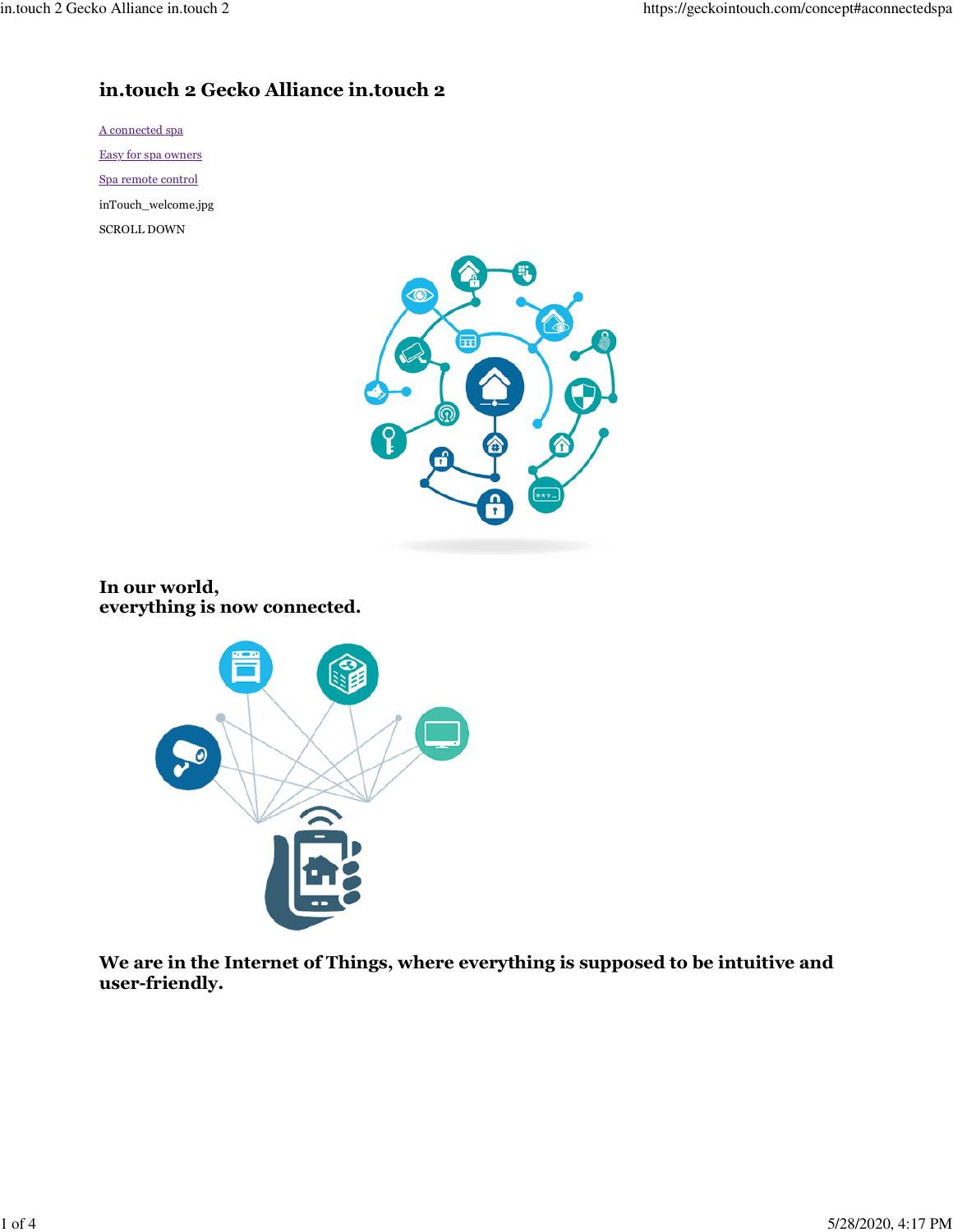# in.touch 2 Gecko Alliance in.touch 2

[A connected spa](https://geckointouch.com/concept#aconnectedspa)

[Easy for spa owners](https://geckointouch.com/concept#easyforspaowners)

[Spa remote control](https://geckointouch.com/concept#sparemotecontrol)

inTouch_welcome.jpg

SCROLL DOWN

## In our world,
## everything is now connected.

## We are in the Internet of Things, where everything is supposed to be intuitive and user-friendly.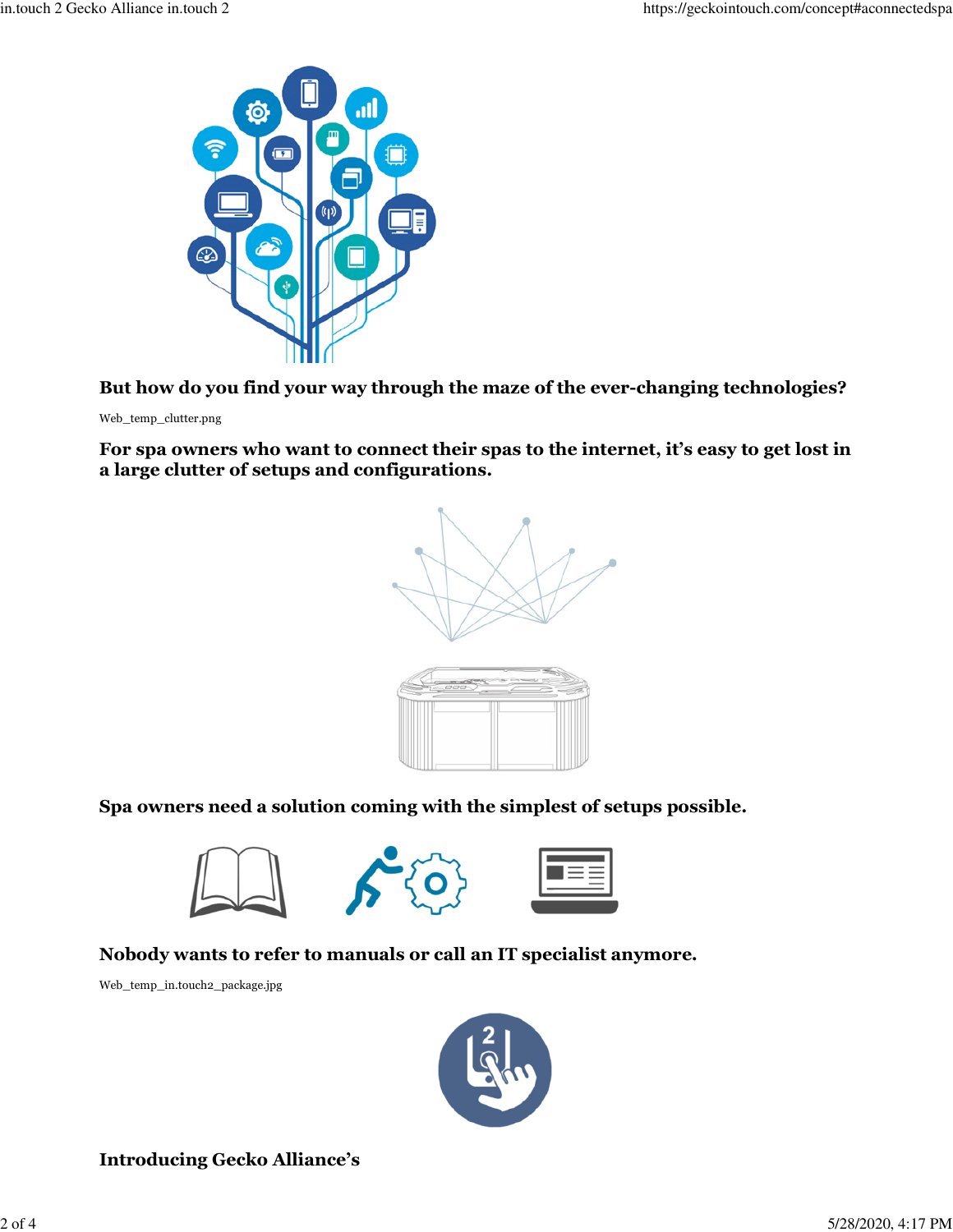**But how do you find your way through the maze of the ever-changing technologies?**

Web_temp_clutter.png

**For spa owners who want to connect their spas to the internet, it's easy to get lost in a large clutter of setups and configurations.**

**Spa owners need a solution coming with the simplest of setups possible.**

**Nobody wants to refer to manuals or call an IT specialist anymore.**

Web_temp_in.touch2_package.jpg

**Introducing Gecko Alliance's**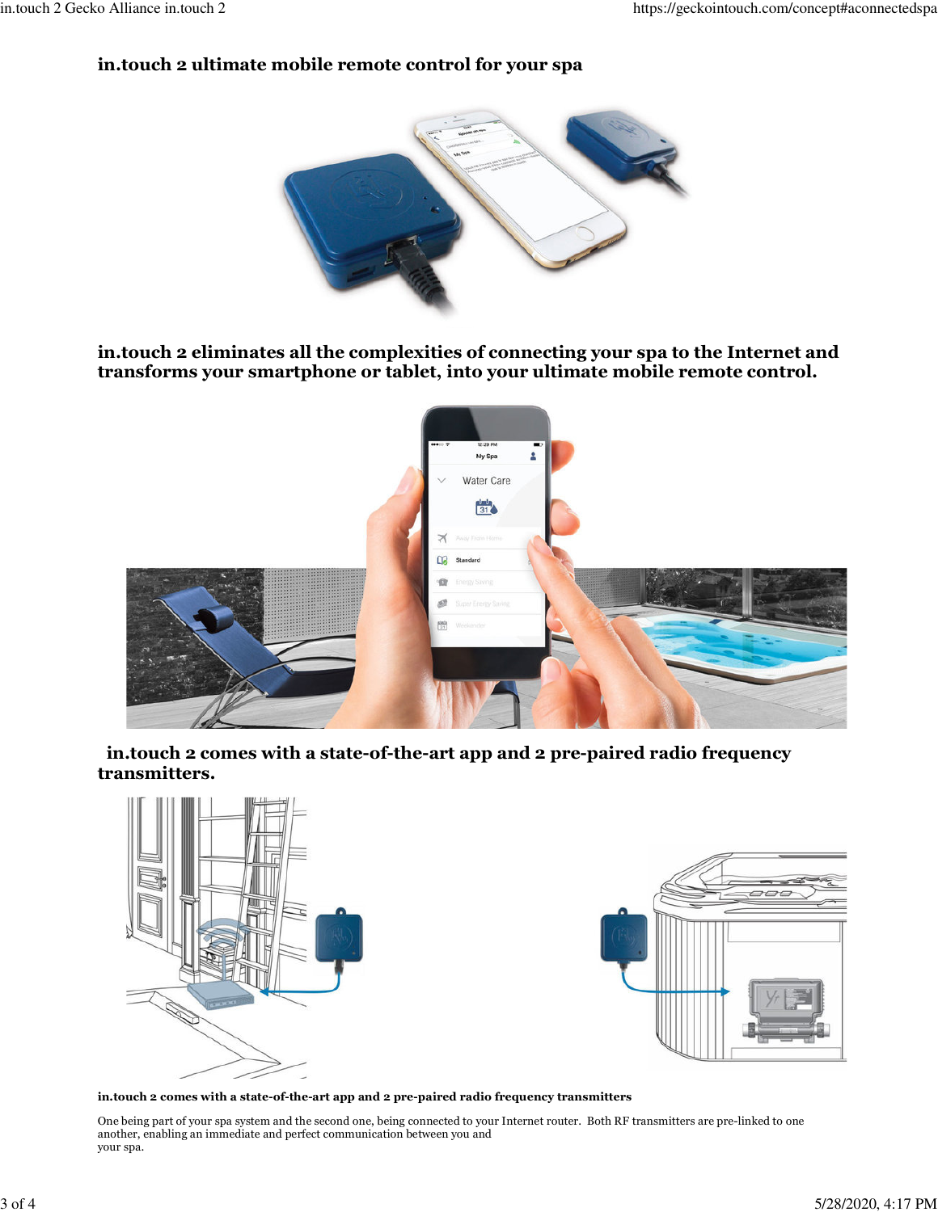**in.touch 2 ultimate mobile remote control for your spa**

**in.touch 2 eliminates all the complexities of connecting your spa to the Internet and transforms your smartphone or tablet, into your ultimate mobile remote control.**

**in.touch 2 comes with a state-of-the-art app and 2 pre-paired radio frequency transmitters.**

**in.touch 2 comes with a state-of-the-art app and 2 pre-paired radio frequency transmitters**

One being part of your spa system and the second one, being connected to your Internet router. Both RF transmitters are pre-linked to one another, enabling an immediate and perfect communication between you and your spa.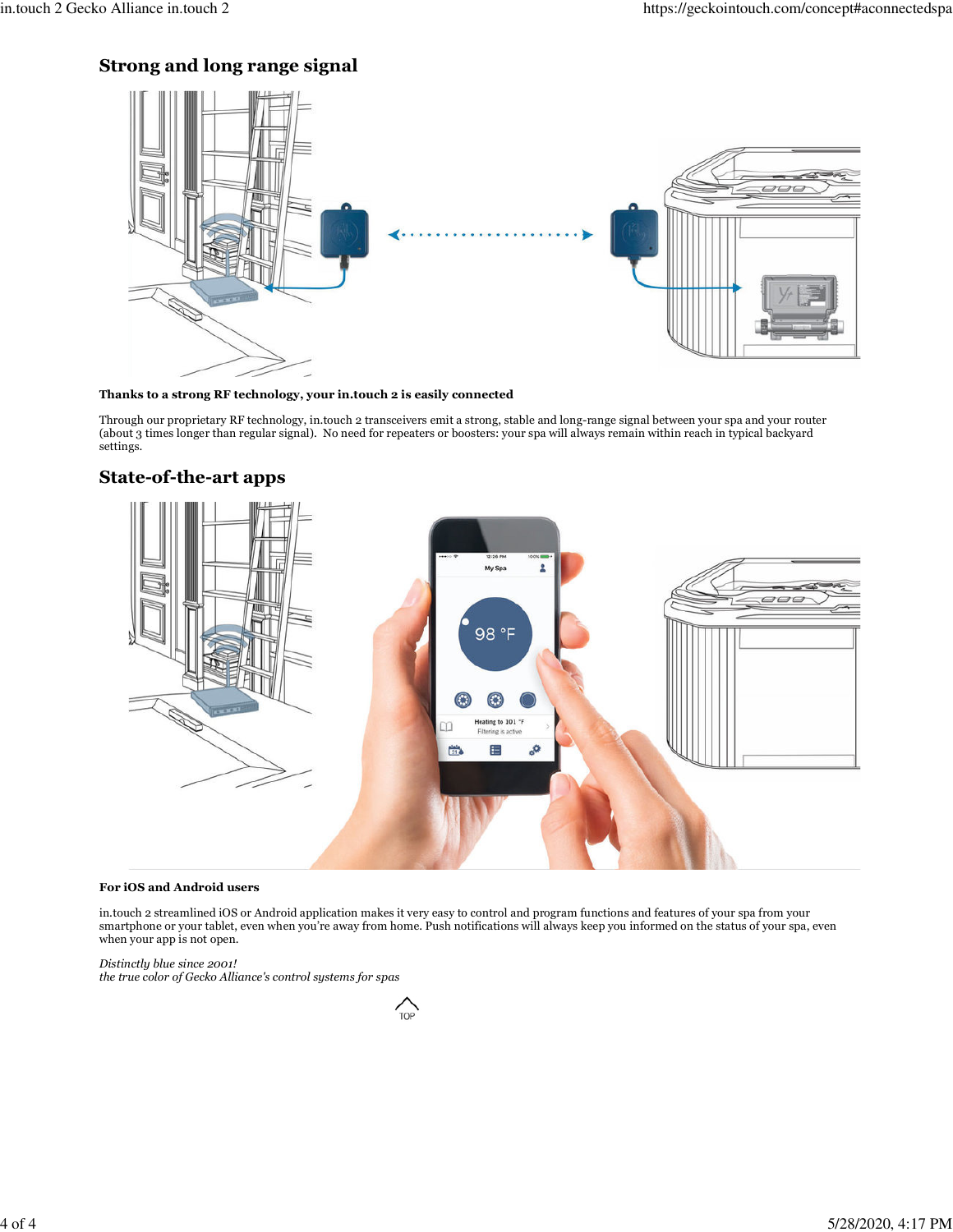## Strong and long range signal

**Thanks to a strong RF technology, your in.touch 2 is easily connected**

Through our proprietary RF technology, in.touch 2 transceivers emit a strong, stable and long-range signal between your spa and your router (about 3 times longer than regular signal). No need for repeaters or boosters: your spa will always remain within reach in typical backyard settings.

## State-of-the-art apps

**For iOS and Android users**

in.touch 2 streamlined iOS or Android application makes it very easy to control and program functions and features of your spa from your smartphone or your tablet, even when you're away from home. Push notifications will always keep you informed on the status of your spa, even when your app is not open.

*Distinctly blue since 2001!*
*the true color of Gecko Alliance's control systems for spas*

TOP